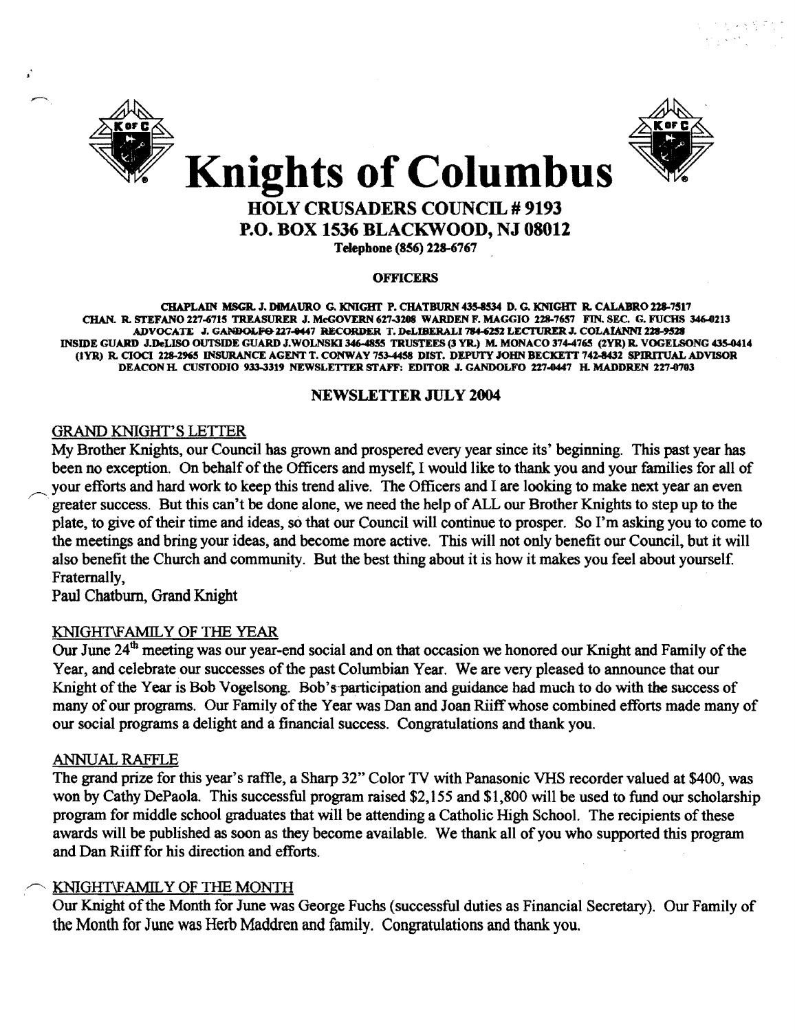# Knights of Columbus

## HOLY CRUSADERS COUNCIL # 9193
## P.O. BOX 1536 BLACKWOOD, NJ 08012

**Telephone (856) 228-6767**

**OFFICERS**

CHAPLAIN MSGR. J. DIMAURO G. KNIGHT P. CHATBURN 435-8534 D. G. KNIGHT R. CALABRO 228-7517 CHAN. R. STEFANO 227-6715 TREASURER J. McGOVERN 627-3208 WARDEN F. MAGGIO 228-7657 FIN. SEC. G. FUCHS 346-0213 ADVOCATE J. GANDOLFO 227-0447 RECORDER T. DeLIBERALI 784-6252 LECTURER J. COLAIANNI 228-9528 INSIDE GUARD J.DeLISO OUTSIDE GUARD J.WOLNSKI 346-4855 TRUSTEES (3 YR.) M. MONACO 374-4765 (2YR) R. VOGELSONG 435-0414 (1YR) R. CIOCI 228-2965 INSURANCE AGENT T. CONWAY 753-4458 DIST. DEPUTY JOHN BECKETT 742-8432 SPIRITUAL ADVISOR DEACON H. CUSTODIO 933-3319 NEWSLETTER STAFF: EDITOR J. GANDOLFO 227-0447 H. MADDREN 227-0703

**NEWSLETTER JULY 2004**

GRAND KNIGHT'S LETTER

My Brother Knights, our Council has grown and prospered every year since its' beginning. This past year has been no exception. On behalf of the Officers and myself, I would like to thank you and your families for all of your efforts and hard work to keep this trend alive. The Officers and I are looking to make next year an even greater success. But this can't be done alone, we need the help of ALL our Brother Knights to step up to the plate, to give of their time and ideas, so that our Council will continue to prosper. So I'm asking you to come to the meetings and bring your ideas, and become more active. This will not only benefit our Council, but it will also benefit the Church and community. But the best thing about it is how it makes you feel about yourself.

Fraternally,

Paul Chatburn, Grand Knight

KNIGHT\FAMILY OF THE YEAR

Our June 24th meeting was our year-end social and on that occasion we honored our Knight and Family of the Year, and celebrate our successes of the past Columbian Year. We are very pleased to announce that our Knight of the Year is Bob Vogelsong. Bob's participation and guidance had much to do with the success of many of our programs. Our Family of the Year was Dan and Joan Riiff whose combined efforts made many of our social programs a delight and a financial success. Congratulations and thank you.

ANNUAL RAFFLE

The grand prize for this year's raffle, a Sharp 32" Color TV with Panasonic VHS recorder valued at $400, was won by Cathy DePaola. This successful program raised $2,155 and $1,800 will be used to fund our scholarship program for middle school graduates that will be attending a Catholic High School. The recipients of these awards will be published as soon as they become available. We thank all of you who supported this program and Dan Riiff for his direction and efforts.

KNIGHT\FAMILY OF THE MONTH

Our Knight of the Month for June was George Fuchs (successful duties as Financial Secretary). Our Family of the Month for June was Herb Maddren and family. Congratulations and thank you.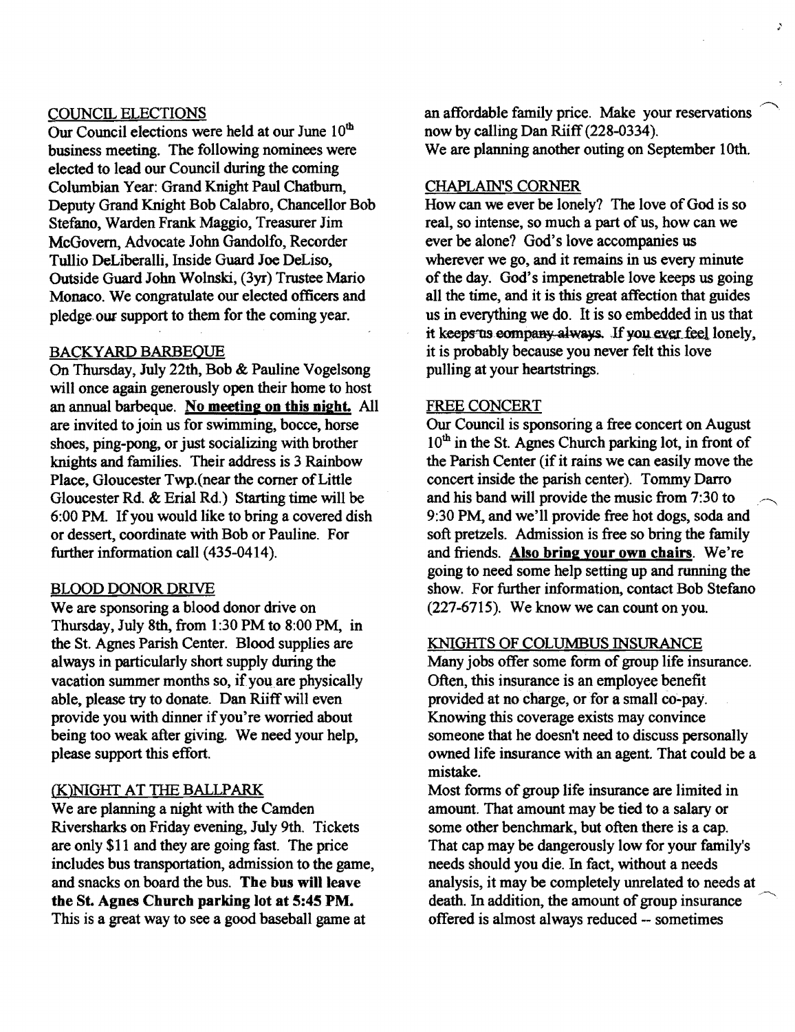## COUNCIL ELECTIONS

Our Council elections were held at our June 10th business meeting. The following nominees were elected to lead our Council during the coming Columbian Year: Grand Knight Paul Chatburn, Deputy Grand Knight Bob Calabro, Chancellor Bob Stefano, Warden Frank Maggio, Treasurer Jim McGovern, Advocate John Gandolfo, Recorder Tullio DeLiberalli, Inside Guard Joe DeLiso, Outside Guard John Wolnski, (3yr) Trustee Mario Monaco. We congratulate our elected officers and pledge our support to them for the coming year.

## BACKYARD BARBEQUE

On Thursday, July 22th, Bob & Pauline Vogelsong will once again generously open their home to host an annual barbeque. **No meeting on this night.** All are invited to join us for swimming, bocce, horse shoes, ping-pong, or just socializing with brother knights and families. Their address is 3 Rainbow Place, Gloucester Twp.(near the corner of Little Gloucester Rd. & Erial Rd.) Starting time will be 6:00 PM. If you would like to bring a covered dish or dessert, coordinate with Bob or Pauline. For further information call (435-0414).

## BLOOD DONOR DRIVE

We are sponsoring a blood donor drive on Thursday, July 8th, from 1:30 PM to 8:00 PM, in the St. Agnes Parish Center. Blood supplies are always in particularly short supply during the vacation summer months so, if you are physically able, please try to donate. Dan Riiff will even provide you with dinner if you're worried about being too weak after giving. We need your help, please support this effort.

## (K)NIGHT AT THE BALLPARK

We are planning a night with the Camden Riversharks on Friday evening, July 9th. Tickets are only $11 and they are going fast. The price includes bus transportation, admission to the game, and snacks on board the bus. **The bus will leave the St. Agnes Church parking lot at 5:45 PM.** This is a great way to see a good baseball game at an affordable family price. Make your reservations now by calling Dan Riiff (228-0334).

We are planning another outing on September 10th.

## CHAPLAIN'S CORNER

How can we ever be lonely? The love of God is so real, so intense, so much a part of us, how can we ever be alone? God's love accompanies us wherever we go, and it remains in us every minute of the day. God's impenetrable love keeps us going all the time, and it is this great affection that guides us in everything we do. It is so embedded in us that it keeps us company always. If you ever feel lonely, it is probably because you never felt this love pulling at your heartstrings.

## FREE CONCERT

Our Council is sponsoring a free concert on August 10th in the St. Agnes Church parking lot, in front of the Parish Center (if it rains we can easily move the concert inside the parish center). Tommy Darro and his band will provide the music from 7:30 to 9:30 PM, and we'll provide free hot dogs, soda and soft pretzels. Admission is free so bring the family and friends. **Also bring your own chairs**. We're going to need some help setting up and running the show. For further information, contact Bob Stefano (227-6715). We know we can count on you.

## KNIGHTS OF COLUMBUS INSURANCE

Many jobs offer some form of group life insurance. Often, this insurance is an employee benefit provided at no charge, or for a small co-pay. Knowing this coverage exists may convince someone that he doesn't need to discuss personally owned life insurance with an agent. That could be a mistake.

Most forms of group life insurance are limited in amount. That amount may be tied to a salary or some other benchmark, but often there is a cap. That cap may be dangerously low for your family's needs should you die. In fact, without a needs analysis, it may be completely unrelated to needs at death. In addition, the amount of group insurance offered is almost always reduced -- sometimes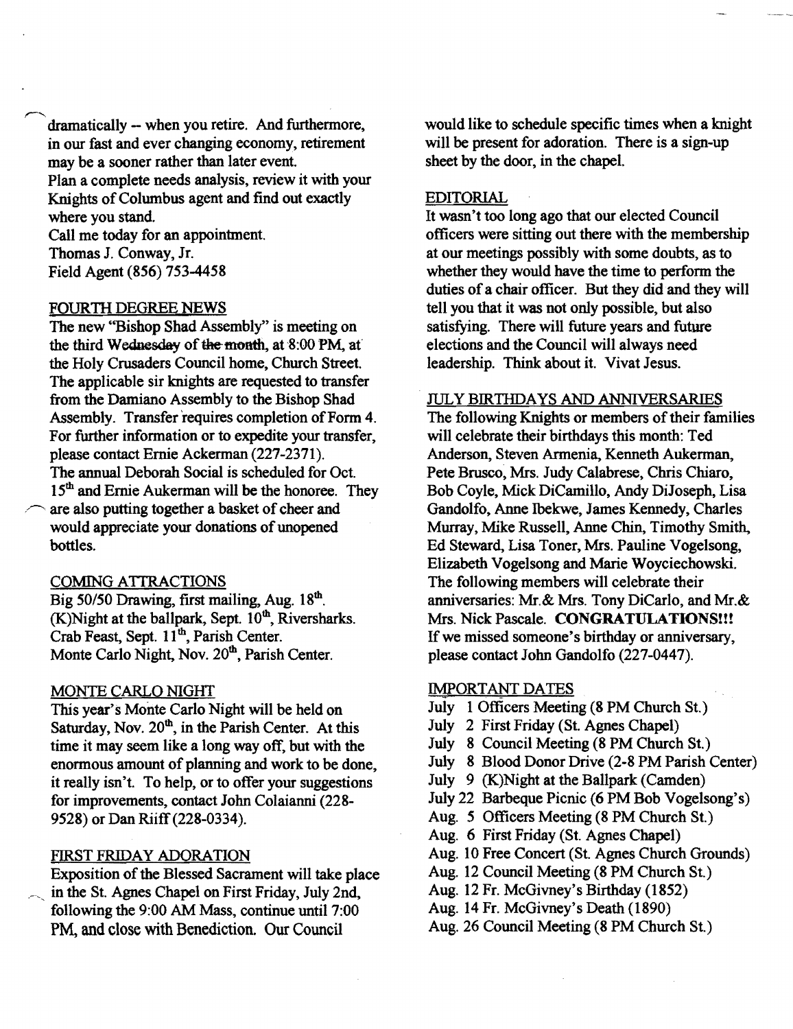dramatically -- when you retire. And furthermore, in our fast and ever changing economy, retirement may be a sooner rather than later event.

Plan a complete needs analysis, review it with your Knights of Columbus agent and find out exactly where you stand.

Call me today for an appointment.

Thomas J. Conway, Jr.

Field Agent (856) 753-4458

## FOURTH DEGREE NEWS

The new "Bishop Shad Assembly" is meeting on the third Wednesday of the month, at 8:00 PM, at the Holy Crusaders Council home, Church Street. The applicable sir knights are requested to transfer from the Damiano Assembly to the Bishop Shad Assembly. Transfer requires completion of Form 4. For further information or to expedite your transfer, please contact Ernie Ackerman (227-2371).

The annual Deborah Social is scheduled for Oct. 15th and Ernie Aukerman will be the honoree. They are also putting together a basket of cheer and would appreciate your donations of unopened bottles.

## COMING ATTRACTIONS

Big 50/50 Drawing, first mailing, Aug. 18th.

(K)Night at the ballpark, Sept. 10th, Riversharks.

Crab Feast, Sept. 11th, Parish Center.

Monte Carlo Night, Nov. 20th, Parish Center.

## MONTE CARLO NIGHT

This year's Monte Carlo Night will be held on Saturday, Nov. 20th, in the Parish Center. At this time it may seem like a long way off, but with the enormous amount of planning and work to be done, it really isn't. To help, or to offer your suggestions for improvements, contact John Colaianni (228-9528) or Dan Riiff (228-0334).

## FIRST FRIDAY ADORATION

Exposition of the Blessed Sacrament will take place in the St. Agnes Chapel on First Friday, July 2nd, following the 9:00 AM Mass, continue until 7:00 PM, and close with Benediction. Our Council would like to schedule specific times when a knight will be present for adoration. There is a sign-up sheet by the door, in the chapel.

## EDITORIAL

It wasn't too long ago that our elected Council officers were sitting out there with the membership at our meetings possibly with some doubts, as to whether they would have the time to perform the duties of a chair officer. But they did and they will tell you that it was not only possible, but also satisfying. There will future years and future elections and the Council will always need leadership. Think about it. Vivat Jesus.

## JULY BIRTHDAYS AND ANNIVERSARIES

The following Knights or members of their families will celebrate their birthdays this month: Ted Anderson, Steven Armenia, Kenneth Aukerman, Pete Brusco, Mrs. Judy Calabrese, Chris Chiaro, Bob Coyle, Mick DiCamillo, Andy DiJoseph, Lisa Gandolfo, Anne Ibekwe, James Kennedy, Charles Murray, Mike Russell, Anne Chin, Timothy Smith, Ed Steward, Lisa Toner, Mrs. Pauline Vogelsong, Elizabeth Vogelsong and Marie Woyciechowski.

The following members will celebrate their anniversaries: Mr.& Mrs. Tony DiCarlo, and Mr.& Mrs. Nick Pascale. **CONGRATULATIONS!!!**

If we missed someone's birthday or anniversary, please contact John Gandolfo (227-0447).

## IMPORTANT DATES

July 1 Officers Meeting (8 PM Church St.)

July 2 First Friday (St. Agnes Chapel)

July 8 Council Meeting (8 PM Church St.)

July 8 Blood Donor Drive (2-8 PM Parish Center)

July 9 (K)Night at the Ballpark (Camden)

July 22 Barbeque Picnic (6 PM Bob Vogelsong's)

Aug. 5 Officers Meeting (8 PM Church St.)

Aug. 6 First Friday (St. Agnes Chapel)

Aug. 10 Free Concert (St. Agnes Church Grounds)

Aug. 12 Council Meeting (8 PM Church St.)

Aug. 12 Fr. McGivney's Birthday (1852)

Aug. 14 Fr. McGivney's Death (1890)

Aug. 26 Council Meeting (8 PM Church St.)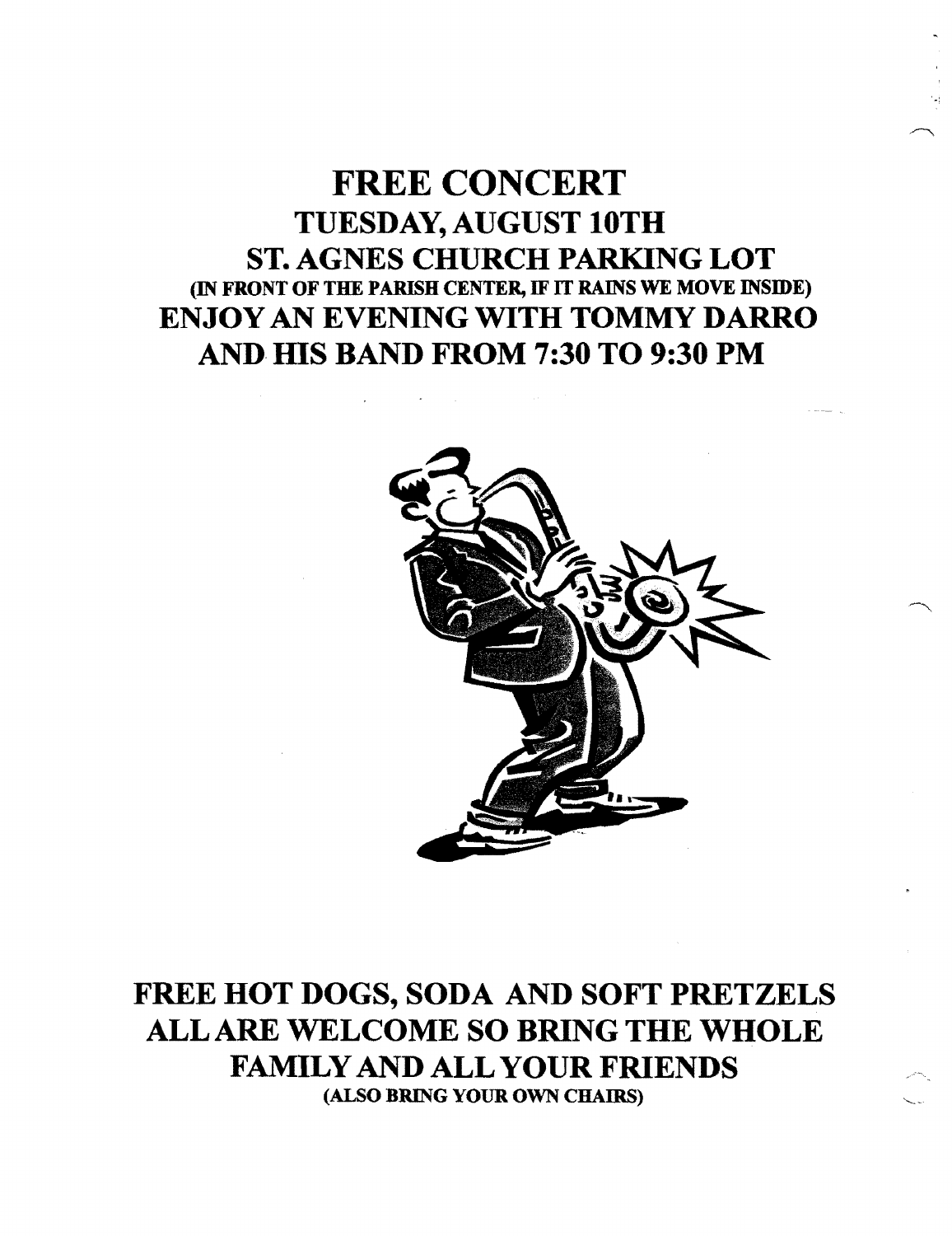# FREE CONCERT

## TUESDAY, AUGUST 10TH

## ST. AGNES CHURCH PARKING LOT

**(IN FRONT OF THE PARISH CENTER, IF IT RAINS WE MOVE INSIDE)**

## ENJOY AN EVENING WITH TOMMY DARRO AND HIS BAND FROM 7:30 TO 9:30 PM

## FREE HOT DOGS, SODA AND SOFT PRETZELS ALL ARE WELCOME SO BRING THE WHOLE FAMILY AND ALL YOUR FRIENDS

**(ALSO BRING YOUR OWN CHAIRS)**